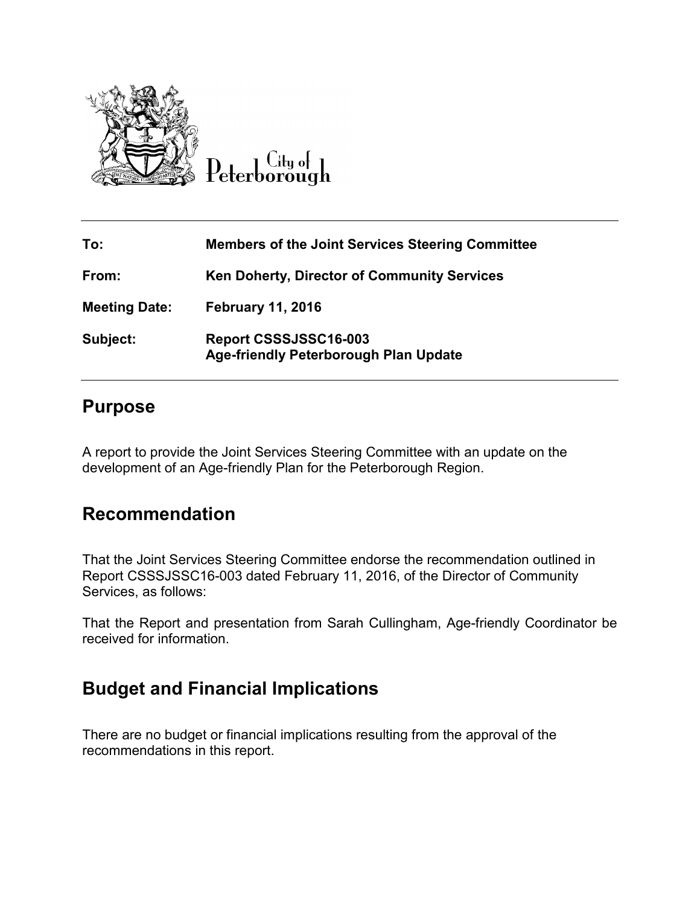City of Peterborough

| | |
|---|---|
| **To:** | **Members of the Joint Services Steering Committee** |
| **From:** | **Ken Doherty, Director of Community Services** |
| **Meeting Date:** | **February 11, 2016** |
| **Subject:** | **Report CSSSJSSC16-003**<br>**Age-friendly Peterborough Plan Update** |

## Purpose

A report to provide the Joint Services Steering Committee with an update on the development of an Age-friendly Plan for the Peterborough Region.

## Recommendation

That the Joint Services Steering Committee endorse the recommendation outlined in Report CSSSJSSC16-003 dated February 11, 2016, of the Director of Community Services, as follows:

That the Report and presentation from Sarah Cullingham, Age-friendly Coordinator be received for information.

## Budget and Financial Implications

There are no budget or financial implications resulting from the approval of the recommendations in this report.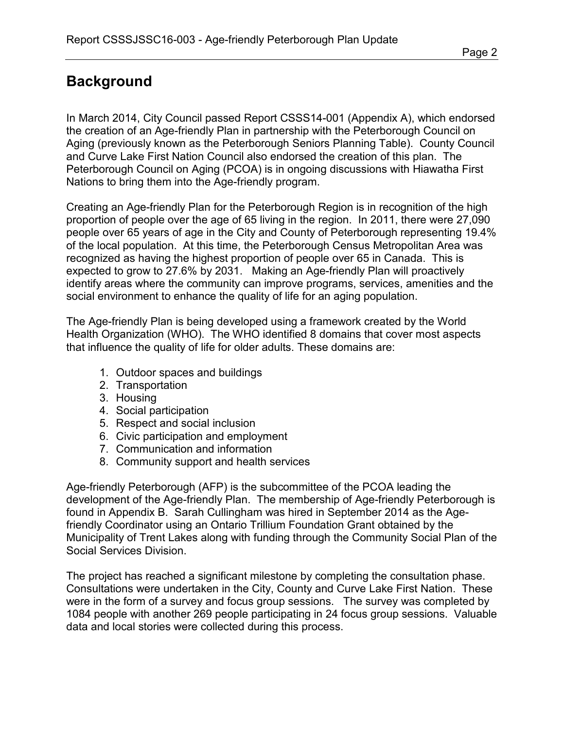## Background

In March 2014, City Council passed Report CSSS14-001 (Appendix A), which endorsed the creation of an Age-friendly Plan in partnership with the Peterborough Council on Aging (previously known as the Peterborough Seniors Planning Table). County Council and Curve Lake First Nation Council also endorsed the creation of this plan. The Peterborough Council on Aging (PCOA) is in ongoing discussions with Hiawatha First Nations to bring them into the Age-friendly program.

Creating an Age-friendly Plan for the Peterborough Region is in recognition of the high proportion of people over the age of 65 living in the region. In 2011, there were 27,090 people over 65 years of age in the City and County of Peterborough representing 19.4% of the local population. At this time, the Peterborough Census Metropolitan Area was recognized as having the highest proportion of people over 65 in Canada. This is expected to grow to 27.6% by 2031. Making an Age-friendly Plan will proactively identify areas where the community can improve programs, services, amenities and the social environment to enhance the quality of life for an aging population.

The Age-friendly Plan is being developed using a framework created by the World Health Organization (WHO). The WHO identified 8 domains that cover most aspects that influence the quality of life for older adults. These domains are:

1. Outdoor spaces and buildings
2. Transportation
3. Housing
4. Social participation
5. Respect and social inclusion
6. Civic participation and employment
7. Communication and information
8. Community support and health services

Age-friendly Peterborough (AFP) is the subcommittee of the PCOA leading the development of the Age-friendly Plan. The membership of Age-friendly Peterborough is found in Appendix B. Sarah Cullingham was hired in September 2014 as the Age-friendly Coordinator using an Ontario Trillium Foundation Grant obtained by the Municipality of Trent Lakes along with funding through the Community Social Plan of the Social Services Division.

The project has reached a significant milestone by completing the consultation phase. Consultations were undertaken in the City, County and Curve Lake First Nation. These were in the form of a survey and focus group sessions. The survey was completed by 1084 people with another 269 people participating in 24 focus group sessions. Valuable data and local stories were collected during this process.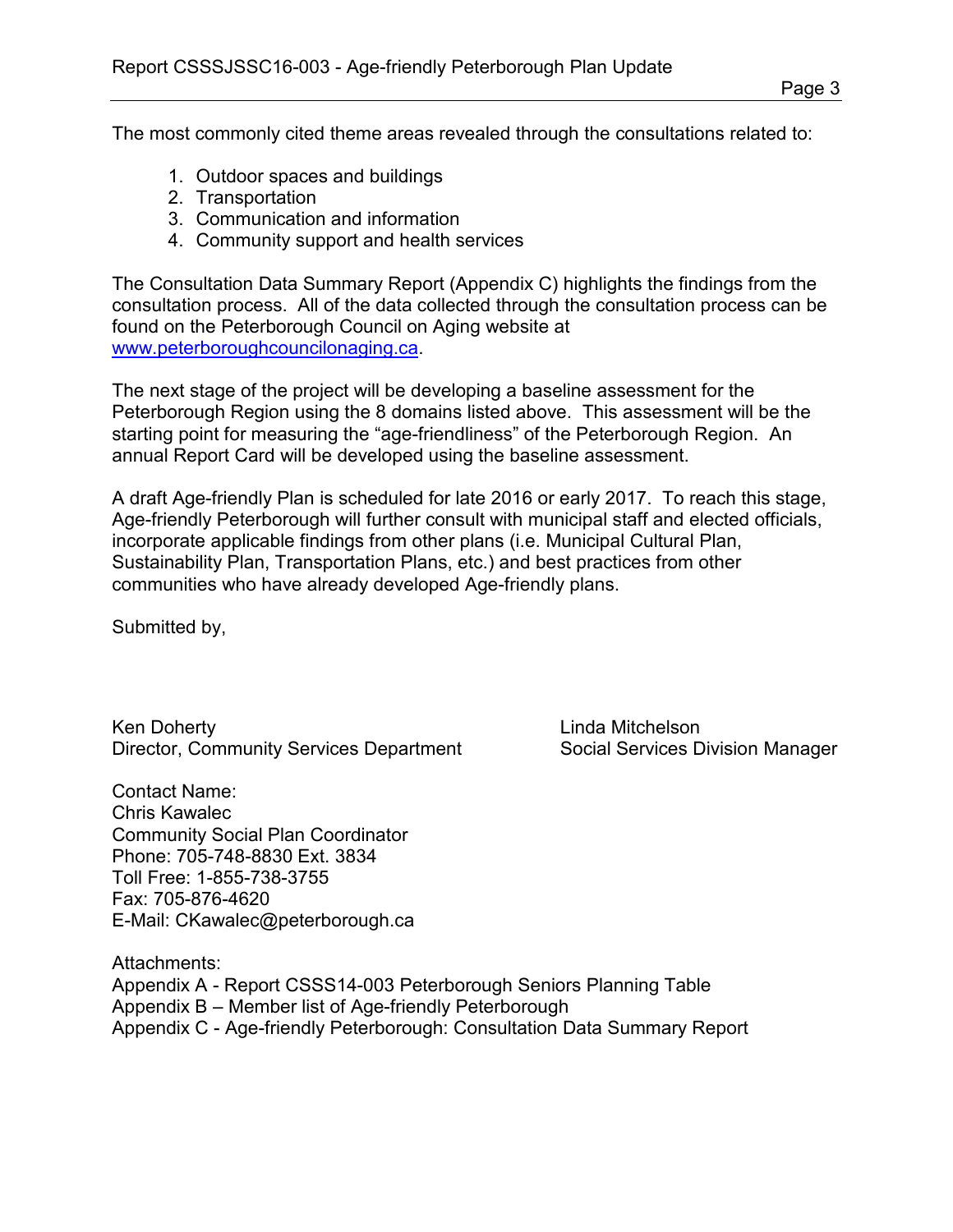The most commonly cited theme areas revealed through the consultations related to:

1. Outdoor spaces and buildings
2. Transportation
3. Communication and information
4. Community support and health services

The Consultation Data Summary Report (Appendix C) highlights the findings from the consultation process. All of the data collected through the consultation process can be found on the Peterborough Council on Aging website at www.peterboroughcouncilonaging.ca.

The next stage of the project will be developing a baseline assessment for the Peterborough Region using the 8 domains listed above. This assessment will be the starting point for measuring the "age-friendliness" of the Peterborough Region. An annual Report Card will be developed using the baseline assessment.

A draft Age-friendly Plan is scheduled for late 2016 or early 2017. To reach this stage, Age-friendly Peterborough will further consult with municipal staff and elected officials, incorporate applicable findings from other plans (i.e. Municipal Cultural Plan, Sustainability Plan, Transportation Plans, etc.) and best practices from other communities who have already developed Age-friendly plans.

Submitted by,

Ken Doherty
Director, Community Services Department

Linda Mitchelson
Social Services Division Manager

Contact Name:
Chris Kawalec
Community Social Plan Coordinator
Phone: 705-748-8830 Ext. 3834
Toll Free: 1-855-738-3755
Fax: 705-876-4620
E-Mail: CKawalec@peterborough.ca

Attachments:
Appendix A - Report CSSS14-003 Peterborough Seniors Planning Table
Appendix B – Member list of Age-friendly Peterborough
Appendix C - Age-friendly Peterborough: Consultation Data Summary Report